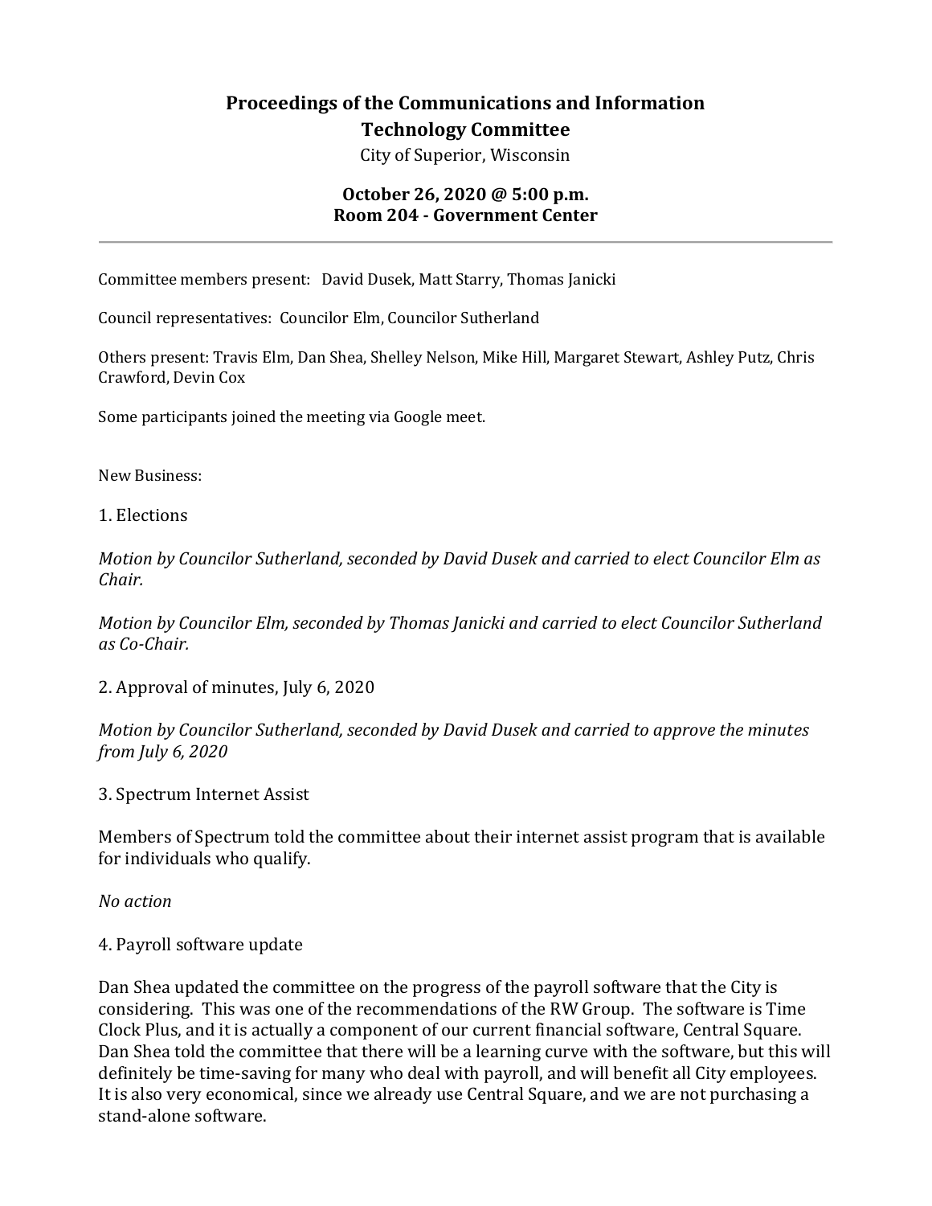# Proceedings of the Communications and Information Technology Committee

City of Superior, Wisconsin

**October 26, 2020 @ 5:00 p.m.**
**Room 204 - Government Center**

---

Committee members present: David Dusek, Matt Starry, Thomas Janicki

Council representatives: Councilor Elm, Councilor Sutherland

Others present: Travis Elm, Dan Shea, Shelley Nelson, Mike Hill, Margaret Stewart, Ashley Putz, Chris Crawford, Devin Cox

Some participants joined the meeting via Google meet.

New Business:

1. Elections

*Motion by Councilor Sutherland, seconded by David Dusek and carried to elect Councilor Elm as Chair.*

*Motion by Councilor Elm, seconded by Thomas Janicki and carried to elect Councilor Sutherland as Co-Chair.*

2. Approval of minutes, July 6, 2020

*Motion by Councilor Sutherland, seconded by David Dusek and carried to approve the minutes from July 6, 2020*

3. Spectrum Internet Assist

Members of Spectrum told the committee about their internet assist program that is available for individuals who qualify.

*No action*

4. Payroll software update

Dan Shea updated the committee on the progress of the payroll software that the City is considering. This was one of the recommendations of the RW Group. The software is Time Clock Plus, and it is actually a component of our current financial software, Central Square. Dan Shea told the committee that there will be a learning curve with the software, but this will definitely be time-saving for many who deal with payroll, and will benefit all City employees. It is also very economical, since we already use Central Square, and we are not purchasing a stand-alone software.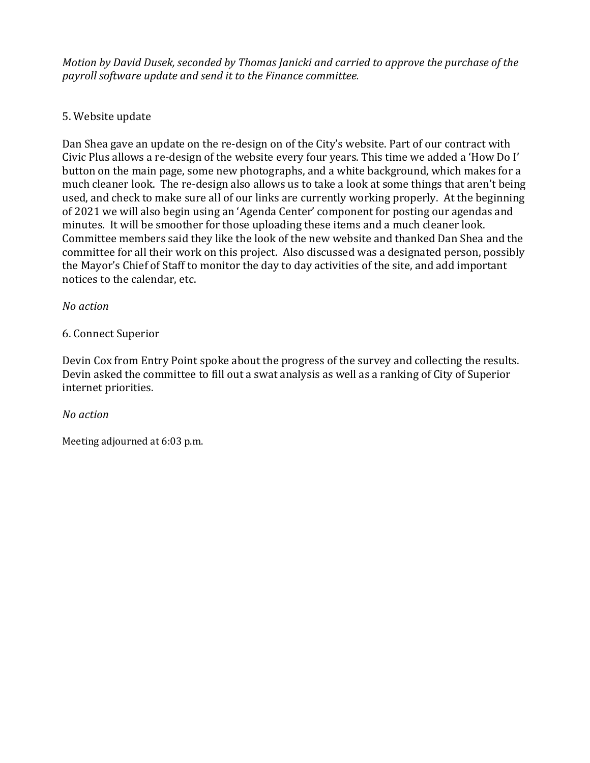*Motion by David Dusek, seconded by Thomas Janicki and carried to approve the purchase of the payroll software update and send it to the Finance committee.*

5. Website update

Dan Shea gave an update on the re-design on of the City's website. Part of our contract with Civic Plus allows a re-design of the website every four years. This time we added a 'How Do I' button on the main page, some new photographs, and a white background, which makes for a much cleaner look. The re-design also allows us to take a look at some things that aren't being used, and check to make sure all of our links are currently working properly. At the beginning of 2021 we will also begin using an 'Agenda Center' component for posting our agendas and minutes. It will be smoother for those uploading these items and a much cleaner look. Committee members said they like the look of the new website and thanked Dan Shea and the committee for all their work on this project. Also discussed was a designated person, possibly the Mayor's Chief of Staff to monitor the day to day activities of the site, and add important notices to the calendar, etc.

*No action*

6. Connect Superior

Devin Cox from Entry Point spoke about the progress of the survey and collecting the results. Devin asked the committee to fill out a swat analysis as well as a ranking of City of Superior internet priorities.

*No action*

Meeting adjourned at 6:03 p.m.